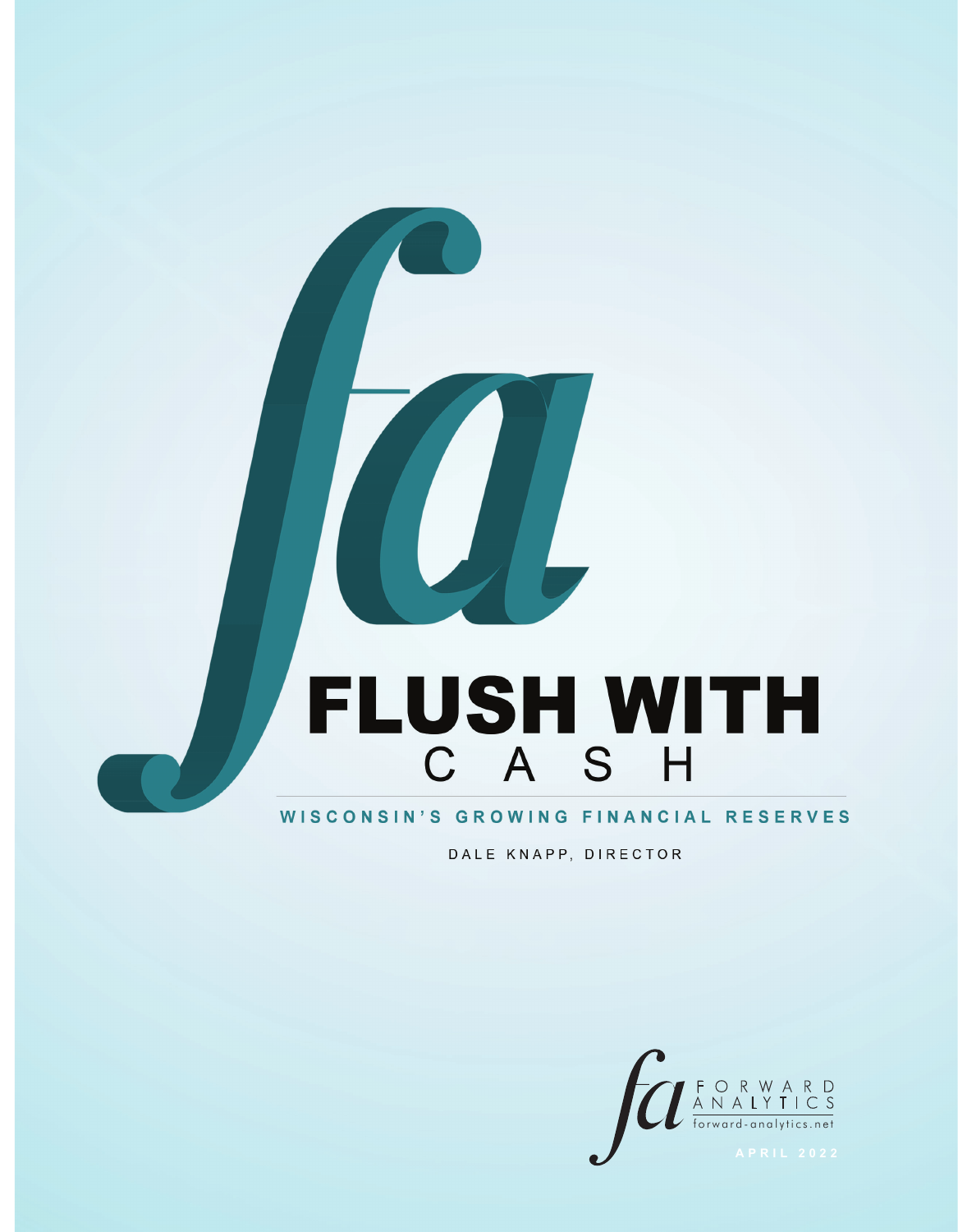# FLUSH WITH CASH

## WISCONSIN'S GROWING FINANCIAL RESERVES

DALE KNAPP, DIRECTOR

FORWARD ANALYTICS
forward-analytics.net

APRIL 2022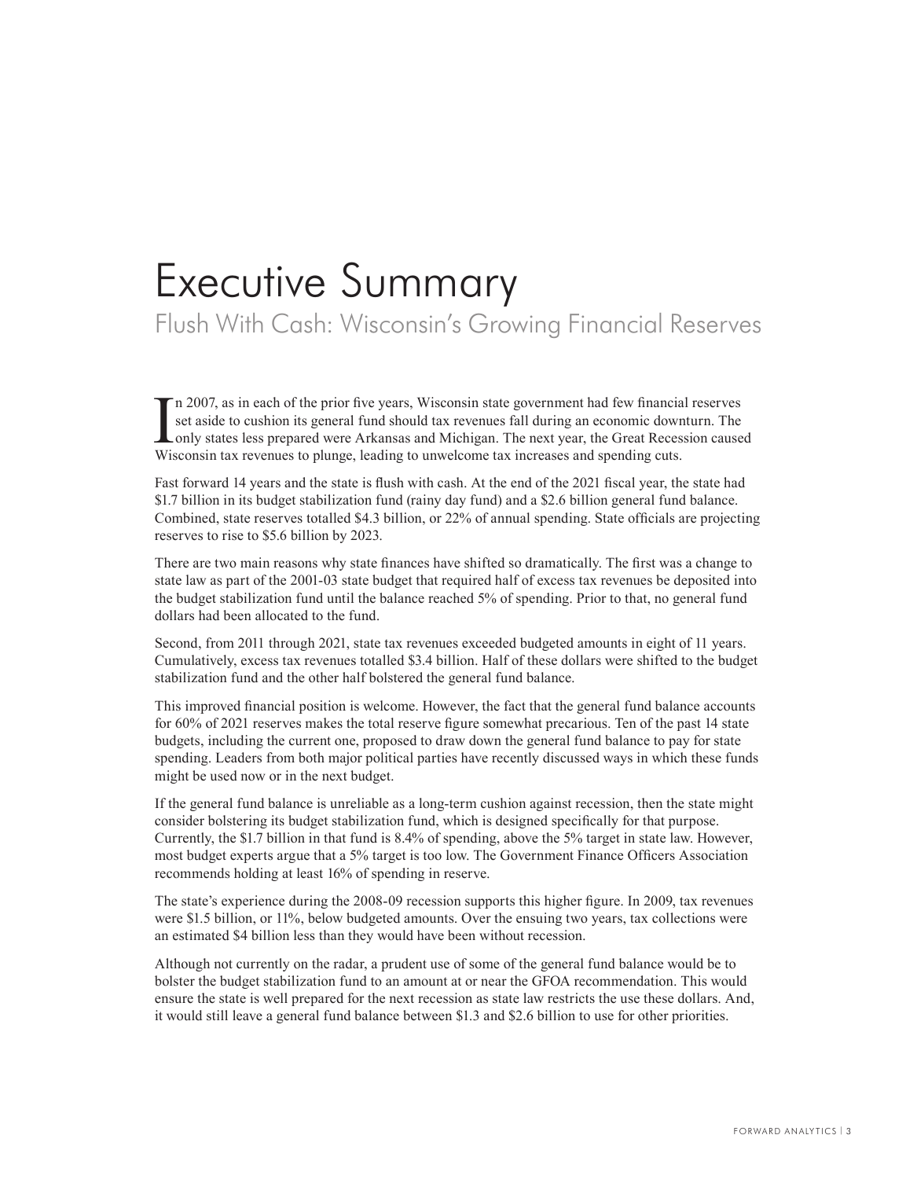# Executive Summary

## Flush With Cash: Wisconsin's Growing Financial Reserves

In 2007, as in each of the prior five years, Wisconsin state government had few financial reserves set aside to cushion its general fund should tax revenues fall during an economic downturn. The only states less prepared were Arkansas and Michigan. The next year, the Great Recession caused Wisconsin tax revenues to plunge, leading to unwelcome tax increases and spending cuts.

Fast forward 14 years and the state is flush with cash. At the end of the 2021 fiscal year, the state had $1.7 billion in its budget stabilization fund (rainy day fund) and a $2.6 billion general fund balance. Combined, state reserves totalled $4.3 billion, or 22% of annual spending. State officials are projecting reserves to rise to $5.6 billion by 2023.

There are two main reasons why state finances have shifted so dramatically. The first was a change to state law as part of the 2001-03 state budget that required half of excess tax revenues be deposited into the budget stabilization fund until the balance reached 5% of spending. Prior to that, no general fund dollars had been allocated to the fund.

Second, from 2011 through 2021, state tax revenues exceeded budgeted amounts in eight of 11 years. Cumulatively, excess tax revenues totalled $3.4 billion. Half of these dollars were shifted to the budget stabilization fund and the other half bolstered the general fund balance.

This improved financial position is welcome. However, the fact that the general fund balance accounts for 60% of 2021 reserves makes the total reserve figure somewhat precarious. Ten of the past 14 state budgets, including the current one, proposed to draw down the general fund balance to pay for state spending. Leaders from both major political parties have recently discussed ways in which these funds might be used now or in the next budget.

If the general fund balance is unreliable as a long-term cushion against recession, then the state might consider bolstering its budget stabilization fund, which is designed specifically for that purpose. Currently, the $1.7 billion in that fund is 8.4% of spending, above the 5% target in state law. However, most budget experts argue that a 5% target is too low. The Government Finance Officers Association recommends holding at least 16% of spending in reserve.

The state's experience during the 2008-09 recession supports this higher figure. In 2009, tax revenues were $1.5 billion, or 11%, below budgeted amounts. Over the ensuing two years, tax collections were an estimated $4 billion less than they would have been without recession.

Although not currently on the radar, a prudent use of some of the general fund balance would be to bolster the budget stabilization fund to an amount at or near the GFOA recommendation. This would ensure the state is well prepared for the next recession as state law restricts the use these dollars. And, it would still leave a general fund balance between $1.3 and $2.6 billion to use for other priorities.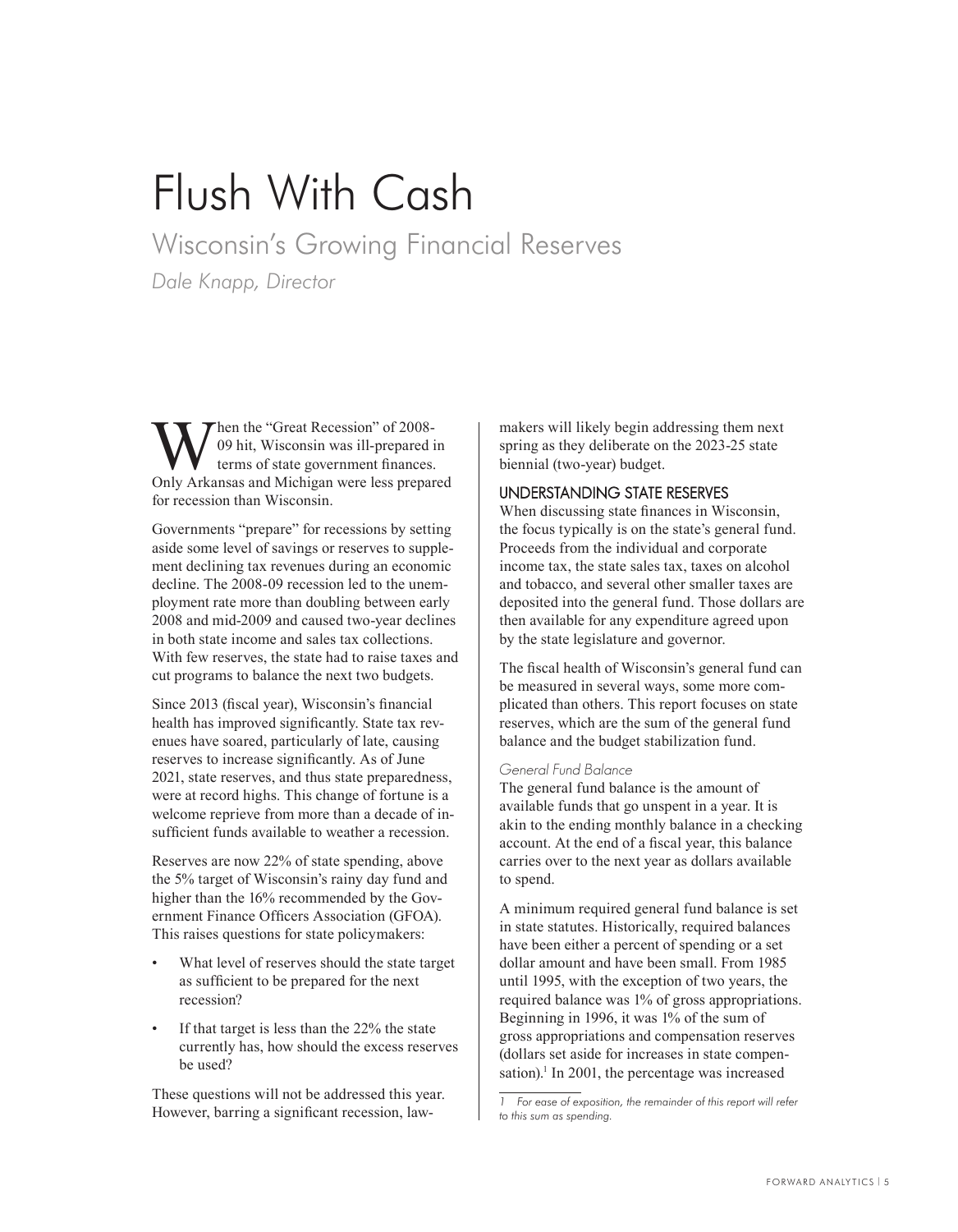# Flush With Cash

## Wisconsin's Growing Financial Reserves

*Dale Knapp, Director*

When the "Great Recession" of 2008-09 hit, Wisconsin was ill-prepared in terms of state government finances. Only Arkansas and Michigan were less prepared for recession than Wisconsin.

Governments "prepare" for recessions by setting aside some level of savings or reserves to supplement declining tax revenues during an economic decline. The 2008-09 recession led to the unemployment rate more than doubling between early 2008 and mid-2009 and caused two-year declines in both state income and sales tax collections. With few reserves, the state had to raise taxes and cut programs to balance the next two budgets.

Since 2013 (fiscal year), Wisconsin's financial health has improved significantly. State tax revenues have soared, particularly of late, causing reserves to increase significantly. As of June 2021, state reserves, and thus state preparedness, were at record highs. This change of fortune is a welcome reprieve from more than a decade of insufficient funds available to weather a recession.

Reserves are now 22% of state spending, above the 5% target of Wisconsin's rainy day fund and higher than the 16% recommended by the Government Finance Officers Association (GFOA). This raises questions for state policymakers:

- What level of reserves should the state target as sufficient to be prepared for the next recession?
- If that target is less than the 22% the state currently has, how should the excess reserves be used?

These questions will not be addressed this year. However, barring a significant recession, lawmakers will likely begin addressing them next spring as they deliberate on the 2023-25 state biennial (two-year) budget.

### UNDERSTANDING STATE RESERVES

When discussing state finances in Wisconsin, the focus typically is on the state's general fund. Proceeds from the individual and corporate income tax, the state sales tax, taxes on alcohol and tobacco, and several other smaller taxes are deposited into the general fund. Those dollars are then available for any expenditure agreed upon by the state legislature and governor.

The fiscal health of Wisconsin's general fund can be measured in several ways, some more complicated than others. This report focuses on state reserves, which are the sum of the general fund balance and the budget stabilization fund.

#### *General Fund Balance*

The general fund balance is the amount of available funds that go unspent in a year. It is akin to the ending monthly balance in a checking account. At the end of a fiscal year, this balance carries over to the next year as dollars available to spend.

A minimum required general fund balance is set in state statutes. Historically, required balances have been either a percent of spending or a set dollar amount and have been small. From 1985 until 1995, with the exception of two years, the required balance was 1% of gross appropriations. Beginning in 1996, it was 1% of the sum of gross appropriations and compensation reserves (dollars set aside for increases in state compensation).[1] In 2001, the percentage was increased

*1 For ease of exposition, the remainder of this report will refer to this sum as spending.*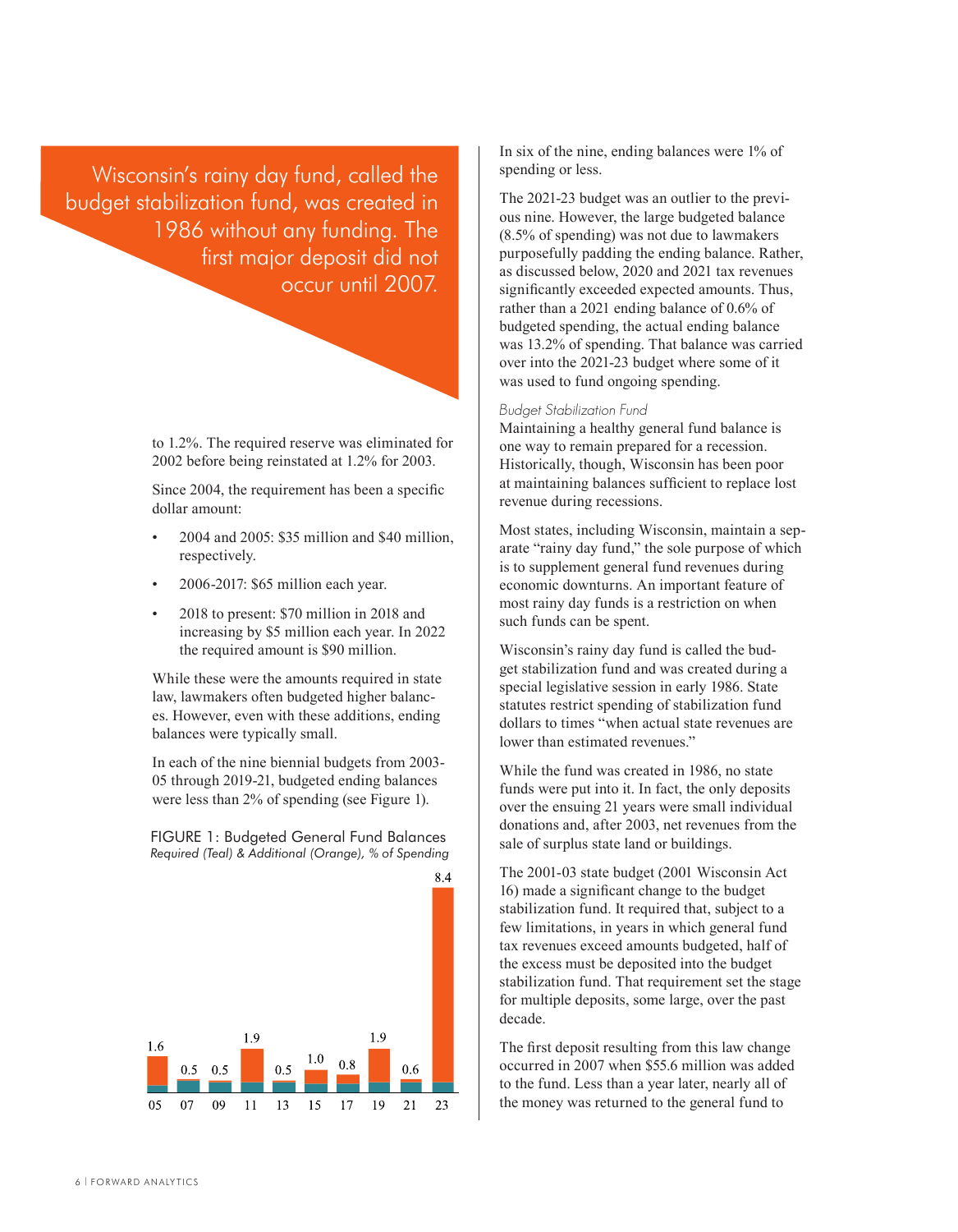> Wisconsin's rainy day fund, called the budget stabilization fund, was created in 1986 without any funding. The first major deposit did not occur until 2007.

to 1.2%. The required reserve was eliminated for 2002 before being reinstated at 1.2% for 2003.

Since 2004, the requirement has been a specific dollar amount:

- 2004 and 2005: $35 million and $40 million, respectively.
- 2006-2017: $65 million each year.
- 2018 to present: $70 million in 2018 and increasing by $5 million each year. In 2022 the required amount is $90 million.

While these were the amounts required in state law, lawmakers often budgeted higher balances. However, even with these additions, ending balances were typically small.

In each of the nine biennial budgets from 2003-05 through 2019-21, budgeted ending balances were less than 2% of spending (see Figure 1).

FIGURE 1: Budgeted General Fund Balances
*Required (Teal) & Additional (Orange), % of Spending*

| Year | 05 | 07 | 09 | 11 | 13 | 15 | 17 | 19 | 21 | 23 |
|---|---|---|---|---|---|---|---|---|---|---|
| % of Spending | 1.6 | 0.5 | 0.5 | 1.9 | 0.5 | 1.0 | 0.8 | 1.9 | 0.6 | 8.4 |

In six of the nine, ending balances were 1% of spending or less.

The 2021-23 budget was an outlier to the previous nine. However, the large budgeted balance (8.5% of spending) was not due to lawmakers purposefully padding the ending balance. Rather, as discussed below, 2020 and 2021 tax revenues significantly exceeded expected amounts. Thus, rather than a 2021 ending balance of 0.6% of budgeted spending, the actual ending balance was 13.2% of spending. That balance was carried over into the 2021-23 budget where some of it was used to fund ongoing spending.

### *Budget Stabilization Fund*

Maintaining a healthy general fund balance is one way to remain prepared for a recession. Historically, though, Wisconsin has been poor at maintaining balances sufficient to replace lost revenue during recessions.

Most states, including Wisconsin, maintain a separate "rainy day fund," the sole purpose of which is to supplement general fund revenues during economic downturns. An important feature of most rainy day funds is a restriction on when such funds can be spent.

Wisconsin's rainy day fund is called the budget stabilization fund and was created during a special legislative session in early 1986. State statutes restrict spending of stabilization fund dollars to times "when actual state revenues are lower than estimated revenues."

While the fund was created in 1986, no state funds were put into it. In fact, the only deposits over the ensuing 21 years were small individual donations and, after 2003, net revenues from the sale of surplus state land or buildings.

The 2001-03 state budget (2001 Wisconsin Act 16) made a significant change to the budget stabilization fund. It required that, subject to a few limitations, in years in which general fund tax revenues exceed amounts budgeted, half of the excess must be deposited into the budget stabilization fund. That requirement set the stage for multiple deposits, some large, over the past decade.

The first deposit resulting from this law change occurred in 2007 when $55.6 million was added to the fund. Less than a year later, nearly all of the money was returned to the general fund to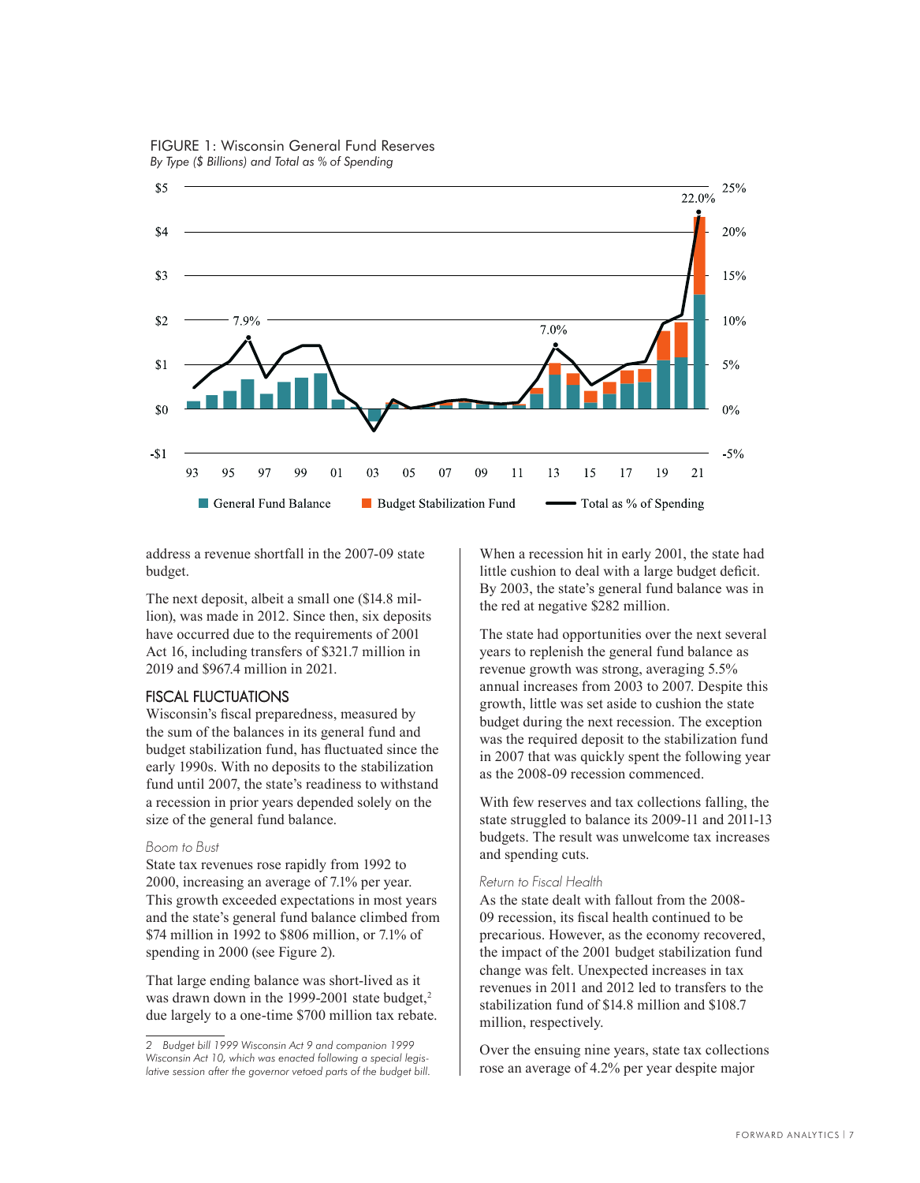FIGURE 1: Wisconsin General Fund Reserves
*By Type ($ Billions) and Total as % of Spending*

address a revenue shortfall in the 2007-09 state budget.

The next deposit, albeit a small one ($14.8 million), was made in 2012. Since then, six deposits have occurred due to the requirements of 2001 Act 16, including transfers of $321.7 million in 2019 and $967.4 million in 2021.

## FISCAL FLUCTUATIONS

Wisconsin's fiscal preparedness, measured by the sum of the balances in its general fund and budget stabilization fund, has fluctuated since the early 1990s. With no deposits to the stabilization fund until 2007, the state's readiness to withstand a recession in prior years depended solely on the size of the general fund balance.

### *Boom to Bust*

State tax revenues rose rapidly from 1992 to 2000, increasing an average of 7.1% per year. This growth exceeded expectations in most years and the state's general fund balance climbed from $74 million in 1992 to $806 million, or 7.1% of spending in 2000 (see Figure 2).

That large ending balance was short-lived as it was drawn down in the 1999-2001 state budget,[2] due largely to a one-time $700 million tax rebate.

When a recession hit in early 2001, the state had little cushion to deal with a large budget deficit. By 2003, the state's general fund balance was in the red at negative $282 million.

The state had opportunities over the next several years to replenish the general fund balance as revenue growth was strong, averaging 5.5% annual increases from 2003 to 2007. Despite this growth, little was set aside to cushion the state budget during the next recession. The exception was the required deposit to the stabilization fund in 2007 that was quickly spent the following year as the 2008-09 recession commenced.

With few reserves and tax collections falling, the state struggled to balance its 2009-11 and 2011-13 budgets. The result was unwelcome tax increases and spending cuts.

### *Return to Fiscal Health*

As the state dealt with fallout from the 2008-09 recession, its fiscal health continued to be precarious. However, as the economy recovered, the impact of the 2001 budget stabilization fund change was felt. Unexpected increases in tax revenues in 2011 and 2012 led to transfers to the stabilization fund of $14.8 million and $108.7 million, respectively.

Over the ensuing nine years, state tax collections rose an average of 4.2% per year despite major

[2] *Budget bill 1999 Wisconsin Act 9 and companion 1999 Wisconsin Act 10, which was enacted following a special legislative session after the governor vetoed parts of the budget bill.*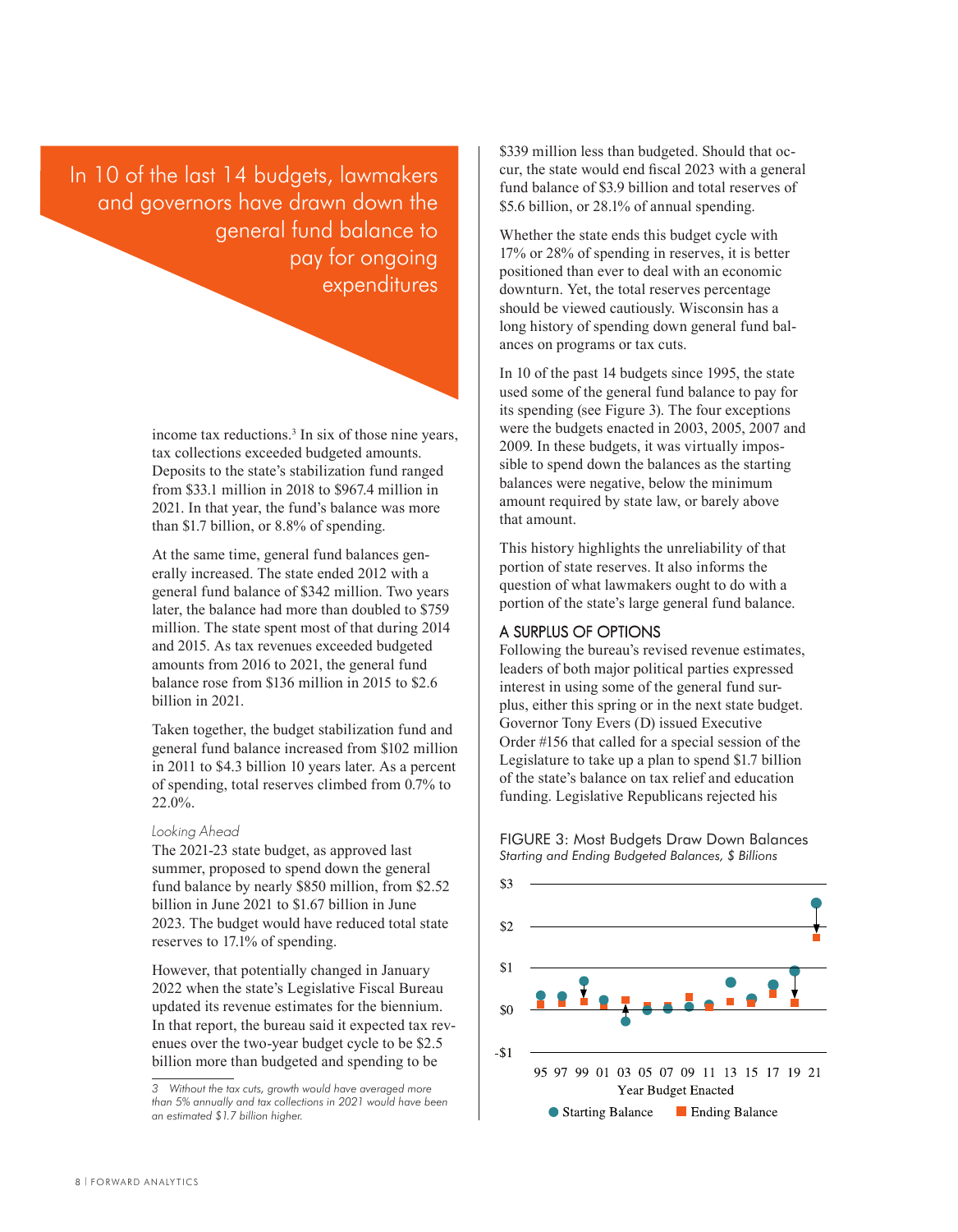> In 10 of the last 14 budgets, lawmakers and governors have drawn down the general fund balance to pay for ongoing expenditures

income tax reductions.[3] In six of those nine years, tax collections exceeded budgeted amounts. Deposits to the state's stabilization fund ranged from $33.1 million in 2018 to $967.4 million in 2021. In that year, the fund's balance was more than $1.7 billion, or 8.8% of spending.

At the same time, general fund balances generally increased. The state ended 2012 with a general fund balance of $342 million. Two years later, the balance had more than doubled to $759 million. The state spent most of that during 2014 and 2015. As tax revenues exceeded budgeted amounts from 2016 to 2021, the general fund balance rose from $136 million in 2015 to $2.6 billion in 2021.

Taken together, the budget stabilization fund and general fund balance increased from $102 million in 2011 to $4.3 billion 10 years later. As a percent of spending, total reserves climbed from 0.7% to 22.0%.

*Looking Ahead*

The 2021-23 state budget, as approved last summer, proposed to spend down the general fund balance by nearly $850 million, from $2.52 billion in June 2021 to $1.67 billion in June 2023. The budget would have reduced total state reserves to 17.1% of spending.

However, that potentially changed in January 2022 when the state's Legislative Fiscal Bureau updated its revenue estimates for the biennium. In that report, the bureau said it expected tax revenues over the two-year budget cycle to be $2.5 billion more than budgeted and spending to be $339 million less than budgeted. Should that occur, the state would end fiscal 2023 with a general fund balance of $3.9 billion and total reserves of $5.6 billion, or 28.1% of annual spending.

Whether the state ends this budget cycle with 17% or 28% of spending in reserves, it is better positioned than ever to deal with an economic downturn. Yet, the total reserves percentage should be viewed cautiously. Wisconsin has a long history of spending down general fund balances on programs or tax cuts.

In 10 of the past 14 budgets since 1995, the state used some of the general fund balance to pay for its spending (see Figure 3). The four exceptions were the budgets enacted in 2003, 2005, 2007 and 2009. In these budgets, it was virtually impossible to spend down the balances as the starting balances were negative, below the minimum amount required by state law, or barely above that amount.

This history highlights the unreliability of that portion of state reserves. It also informs the question of what lawmakers ought to do with a portion of the state's large general fund balance.

## A SURPLUS OF OPTIONS

Following the bureau's revised revenue estimates, leaders of both major political parties expressed interest in using some of the general fund surplus, either this spring or in the next state budget. Governor Tony Evers (D) issued Executive Order #156 that called for a special session of the Legislature to take up a plan to spend $1.7 billion of the state's balance on tax relief and education funding. Legislative Republicans rejected his

FIGURE 3: Most Budgets Draw Down Balances
*Starting and Ending Budgeted Balances, $ Billions*

---

3 *Without the tax cuts, growth would have averaged more than 5% annually and tax collections in 2021 would have been an estimated $1.7 billion higher.*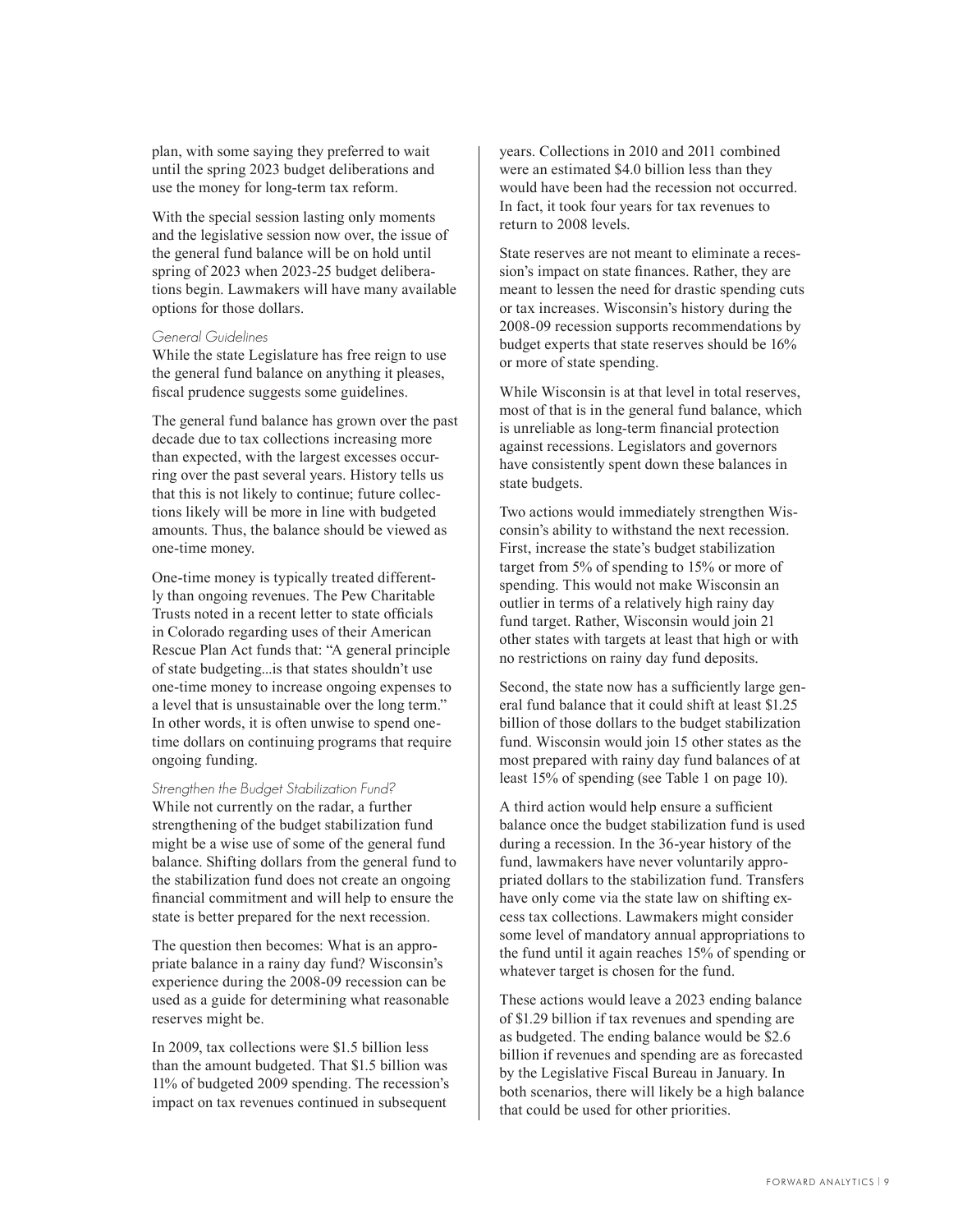plan, with some saying they preferred to wait until the spring 2023 budget deliberations and use the money for long-term tax reform.

With the special session lasting only moments and the legislative session now over, the issue of the general fund balance will be on hold until spring of 2023 when 2023-25 budget deliberations begin. Lawmakers will have many available options for those dollars.

### *General Guidelines*

While the state Legislature has free reign to use the general fund balance on anything it pleases, fiscal prudence suggests some guidelines.

The general fund balance has grown over the past decade due to tax collections increasing more than expected, with the largest excesses occurring over the past several years. History tells us that this is not likely to continue; future collections likely will be more in line with budgeted amounts. Thus, the balance should be viewed as one-time money.

One-time money is typically treated differently than ongoing revenues. The Pew Charitable Trusts noted in a recent letter to state officials in Colorado regarding uses of their American Rescue Plan Act funds that: "A general principle of state budgeting...is that states shouldn't use one-time money to increase ongoing expenses to a level that is unsustainable over the long term." In other words, it is often unwise to spend one-time dollars on continuing programs that require ongoing funding.

### *Strengthen the Budget Stabilization Fund?*

While not currently on the radar, a further strengthening of the budget stabilization fund might be a wise use of some of the general fund balance. Shifting dollars from the general fund to the stabilization fund does not create an ongoing financial commitment and will help to ensure the state is better prepared for the next recession.

The question then becomes: What is an appropriate balance in a rainy day fund? Wisconsin's experience during the 2008-09 recession can be used as a guide for determining what reasonable reserves might be.

In 2009, tax collections were $1.5 billion less than the amount budgeted. That $1.5 billion was 11% of budgeted 2009 spending. The recession's impact on tax revenues continued in subsequent years. Collections in 2010 and 2011 combined were an estimated $4.0 billion less than they would have been had the recession not occurred. In fact, it took four years for tax revenues to return to 2008 levels.

State reserves are not meant to eliminate a recession's impact on state finances. Rather, they are meant to lessen the need for drastic spending cuts or tax increases. Wisconsin's history during the 2008-09 recession supports recommendations by budget experts that state reserves should be 16% or more of state spending.

While Wisconsin is at that level in total reserves, most of that is in the general fund balance, which is unreliable as long-term financial protection against recessions. Legislators and governors have consistently spent down these balances in state budgets.

Two actions would immediately strengthen Wisconsin's ability to withstand the next recession. First, increase the state's budget stabilization target from 5% of spending to 15% or more of spending. This would not make Wisconsin an outlier in terms of a relatively high rainy day fund target. Rather, Wisconsin would join 21 other states with targets at least that high or with no restrictions on rainy day fund deposits.

Second, the state now has a sufficiently large general fund balance that it could shift at least $1.25 billion of those dollars to the budget stabilization fund. Wisconsin would join 15 other states as the most prepared with rainy day fund balances of at least 15% of spending (see Table 1 on page 10).

A third action would help ensure a sufficient balance once the budget stabilization fund is used during a recession. In the 36-year history of the fund, lawmakers have never voluntarily appropriated dollars to the stabilization fund. Transfers have only come via the state law on shifting excess tax collections. Lawmakers might consider some level of mandatory annual appropriations to the fund until it again reaches 15% of spending or whatever target is chosen for the fund.

These actions would leave a 2023 ending balance of $1.29 billion if tax revenues and spending are as budgeted. The ending balance would be $2.6 billion if revenues and spending are as forecasted by the Legislative Fiscal Bureau in January. In both scenarios, there will likely be a high balance that could be used for other priorities.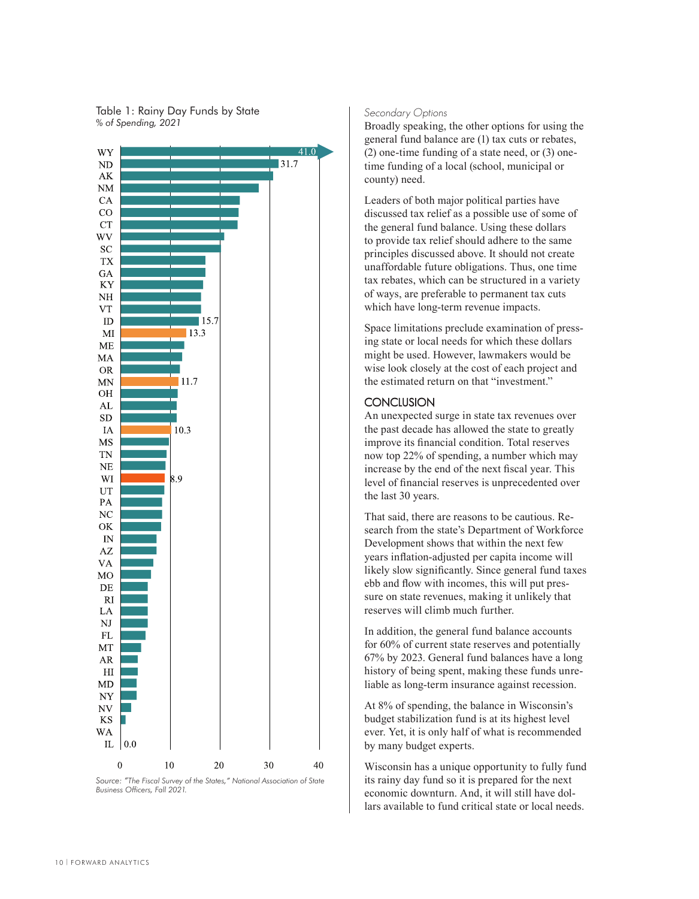Table 1: Rainy Day Funds by State
*% of Spending, 2021*

| State | % of Spending |
|---|---|
| WY | 41.0 |
| ND | 31.7 |
| AK | |
| NM | |
| CA | |
| CO | |
| CT | |
| WV | |
| SC | |
| TX | |
| GA | |
| KY | |
| NH | |
| VT | |
| ID | 15.7 |
| MI | 13.3 |
| ME | |
| MA | |
| OR | |
| MN | 11.7 |
| OH | |
| AL | |
| SD | |
| IA | 10.3 |
| MS | |
| TN | |
| NE | |
| WI | 8.9 |
| UT | |
| PA | |
| NC | |
| OK | |
| IN | |
| AZ | |
| VA | |
| MO | |
| DE | |
| RI | |
| LA | |
| NJ | |
| FL | |
| MT | |
| AR | |
| HI | |
| MD | |
| NY | |
| NV | |
| KS | |
| WA | |
| IL | 0.0 |

*Source: "The Fiscal Survey of the States," National Association of State Business Officers, Fall 2021.*

*Secondary Options*

Broadly speaking, the other options for using the general fund balance are (1) tax cuts or rebates, (2) one-time funding of a state need, or (3) one-time funding of a local (school, municipal or county) need.

Leaders of both major political parties have discussed tax relief as a possible use of some of the general fund balance. Using these dollars to provide tax relief should adhere to the same principles discussed above. It should not create unaffordable future obligations. Thus, one time tax rebates, which can be structured in a variety of ways, are preferable to permanent tax cuts which have long-term revenue impacts.

Space limitations preclude examination of pressing state or local needs for which these dollars might be used. However, lawmakers would be wise look closely at the cost of each project and the estimated return on that "investment."

## CONCLUSION

An unexpected surge in state tax revenues over the past decade has allowed the state to greatly improve its financial condition. Total reserves now top 22% of spending, a number which may increase by the end of the next fiscal year. This level of financial reserves is unprecedented over the last 30 years.

That said, there are reasons to be cautious. Research from the state's Department of Workforce Development shows that within the next few years inflation-adjusted per capita income will likely slow significantly. Since general fund taxes ebb and flow with incomes, this will put pressure on state revenues, making it unlikely that reserves will climb much further.

In addition, the general fund balance accounts for 60% of current state reserves and potentially 67% by 2023. General fund balances have a long history of being spent, making these funds unreliable as long-term insurance against recession.

At 8% of spending, the balance in Wisconsin's budget stabilization fund is at its highest level ever. Yet, it is only half of what is recommended by many budget experts.

Wisconsin has a unique opportunity to fully fund its rainy day fund so it is prepared for the next economic downturn. And, it will still have dollars available to fund critical state or local needs.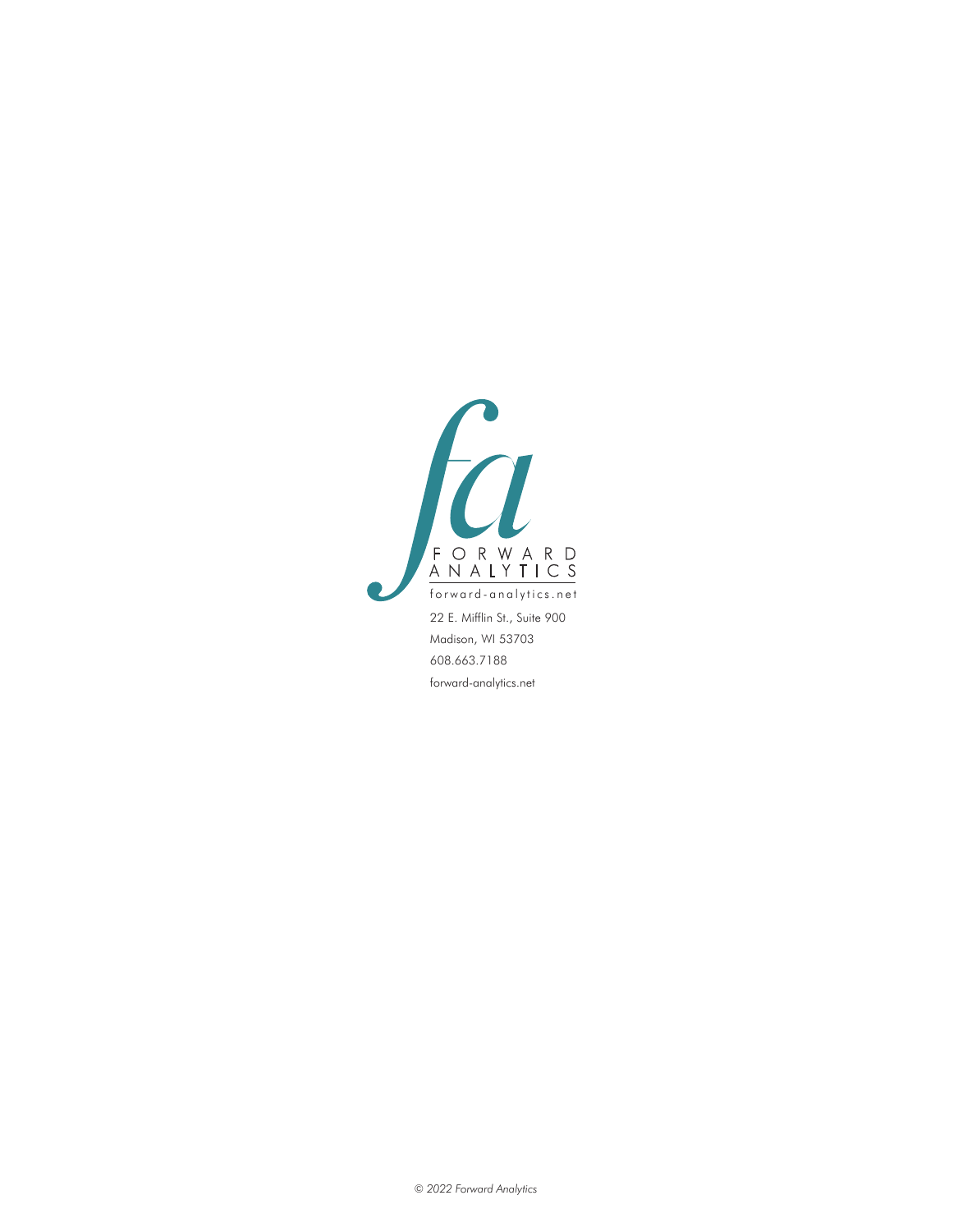FORWARD ANALYTICS

forward-analytics.net

22 E. Mifflin St., Suite 900

Madison, WI 53703

608.663.7188

forward-analytics.net

*© 2022 Forward Analytics*